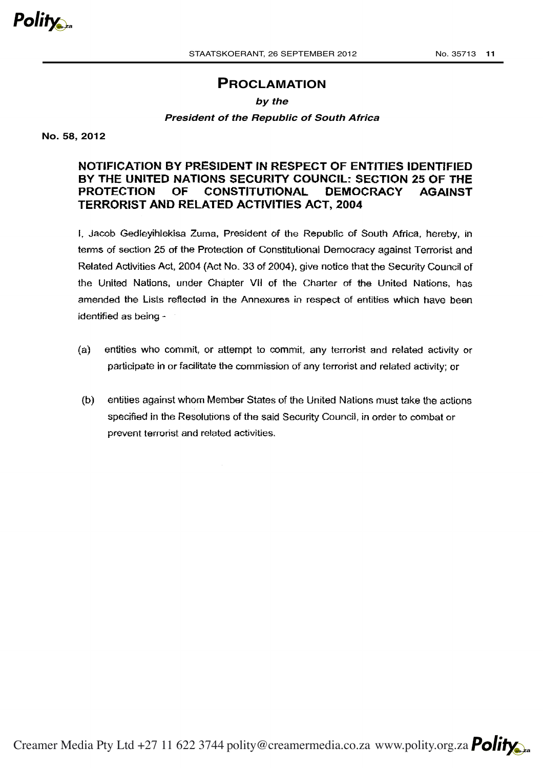# PROCLAMATION

***by the***

***President of the Republic of South Africa***

**No. 58, 2012**

## NOTIFICATION BY PRESIDENT IN RESPECT OF ENTITIES IDENTIFIED BY THE UNITED NATIONS SECURITY COUNCIL: SECTION 25 OF THE PROTECTION OF CONSTITUTIONAL DEMOCRACY AGAINST TERRORIST AND RELATED ACTIVITIES ACT, 2004

I, Jacob Gedleyihlekisa Zuma, President of the Republic of South Africa, hereby, in terms of section 25 of the Protection of Constitutional Democracy against Terrorist and Related Activities Act, 2004 (Act No. 33 of 2004), give notice that the Security Council of the United Nations, under Chapter VII of the Charter of the United Nations, has amended the Lists reflected in the Annexures in respect of entities which have been identified as being -

(a) entities who commit, or attempt to commit, any terrorist and related activity or participate in or facilitate the commission of any terrorist and related activity; or

(b) entities against whom Member States of the United Nations must take the actions specified in the Resolutions of the said Security Council, in order to combat or prevent terrorist and related activities.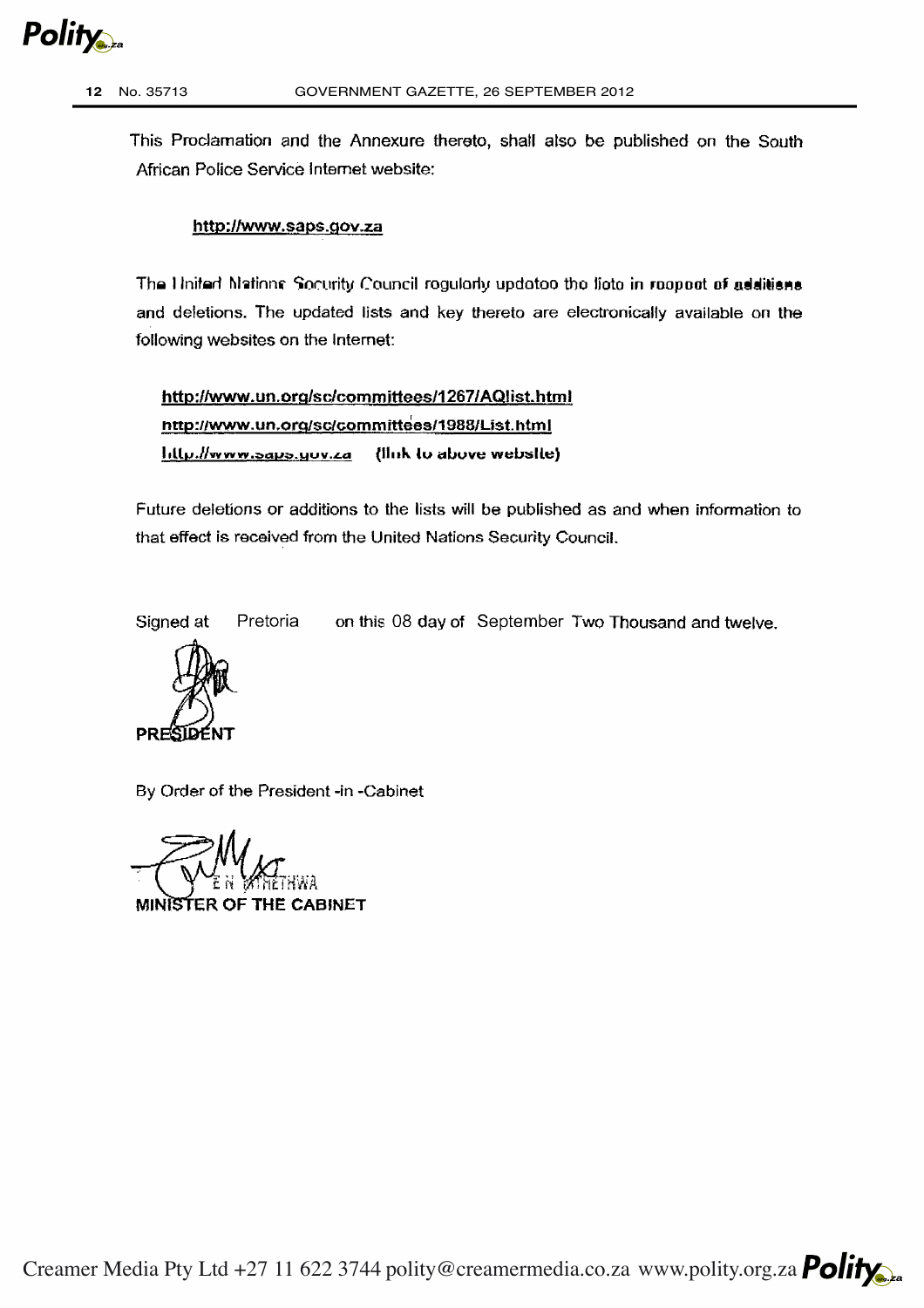This Proclamation and the Annexure thereto, shall also be published on the South African Police Service Internet website:

**http://www.saps.gov.za**

The United Nations Security Council regularly updates the lists in respect of additions and deletions. The updated lists and key thereto are electronically available on the following websites on the Internet:

**http://www.un.org/sc/committees/1267/AQlist.html**
**http://www.un.org/sc/committees/1988/List.html**
**http://www.saps.gov.za** **(link to above website)**

Future deletions or additions to the lists will be published as and when information to that effect is received from the United Nations Security Council.

Signed at Pretoria on this 08 day of September Two Thousand and twelve.

**PRESIDENT**

By Order of the President -in -Cabinet

E N MTHETHWA

**MINISTER OF THE CABINET**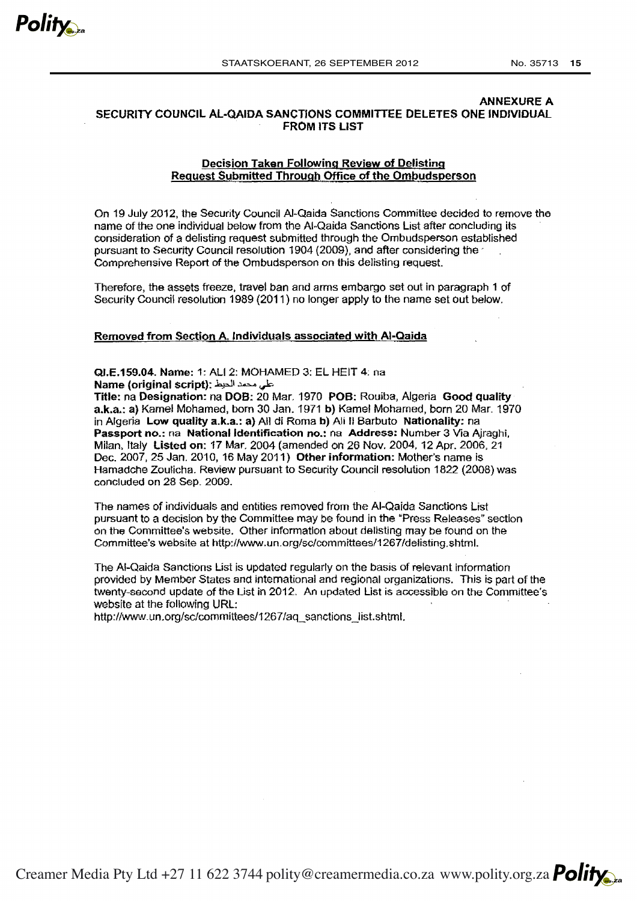**ANNEXURE A**

# SECURITY COUNCIL AL-QAIDA SANCTIONS COMMITTEE DELETES ONE INDIVIDUAL FROM ITS LIST

## Decision Taken Following Review of Delisting Request Submitted Through Office of the Ombudsperson

On 19 July 2012, the Security Council Al-Qaida Sanctions Committee decided to remove the name of the one individual below from the Al-Qaida Sanctions List after concluding its consideration of a delisting request submitted through the Ombudsperson established pursuant to Security Council resolution 1904 (2009), and after considering the Comprehensive Report of the Ombudsperson on this delisting request.

Therefore, the assets freeze, travel ban and arms embargo set out in paragraph 1 of Security Council resolution 1989 (2011) no longer apply to the name set out below.

### Removed from Section A. Individuals associated with Al-Qaida

**QI.E.159.04. Name:** 1: ALI 2: MOHAMED 3: EL HEIT 4: na
**Name (original script):** علي محمد الحيط
**Title:** na **Designation:** na **DOB:** 20 Mar. 1970 **POB:** Rouiba, Algeria **Good quality a.k.a.:** **a)** Kamel Mohamed, born 30 Jan. 1971 **b)** Kamel Mohamed, born 20 Mar. 1970 in Algeria **Low quality a.k.a.:** **a)** Ali di Roma **b)** Ali Il Barbuto **Nationality:** na **Passport no.:** na **National Identification no.:** na **Address:** Number 3 Via Ajraghi, Milan, Italy **Listed on:** 17 Mar. 2004 (amended on 26 Nov. 2004, 12 Apr. 2006, 21 Dec. 2007, 25 Jan. 2010, 16 May 2011) **Other information:** Mother's name is Hamadche Zoulicha. Review pursuant to Security Council resolution 1822 (2008) was concluded on 28 Sep. 2009.

The names of individuals and entities removed from the Al-Qaida Sanctions List pursuant to a decision by the Committee may be found in the "Press Releases" section on the Committee's website. Other information about delisting may be found on the Committee's website at http://www.un.org/sc/committees/1267/delisting.shtml.

The Al-Qaida Sanctions List is updated regularly on the basis of relevant information provided by Member States and international and regional organizations. This is part of the twenty-second update of the List in 2012. An updated List is accessible on the Committee's website at the following URL:
http://www.un.org/sc/committees/1267/aq_sanctions_list.shtml.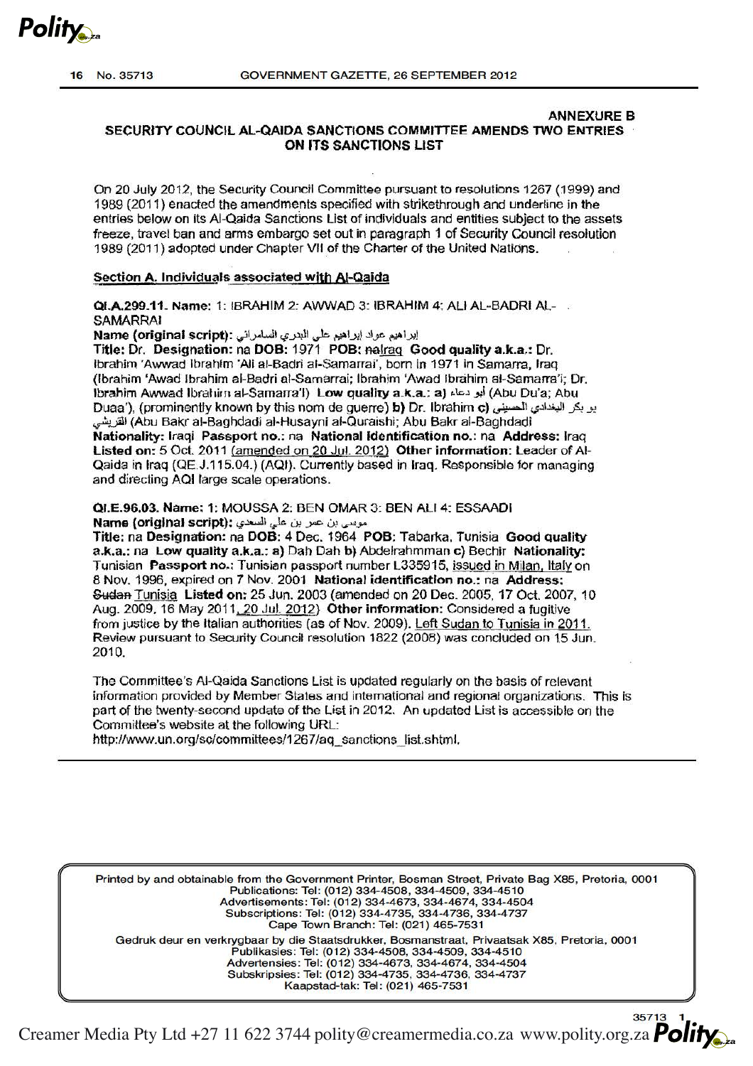**ANNEXURE B**

## SECURITY COUNCIL AL-QAIDA SANCTIONS COMMITTEE AMENDS TWO ENTRIES ON ITS SANCTIONS LIST

On 20 July 2012, the Security Council Committee pursuant to resolutions 1267 (1999) and 1989 (2011) enacted the amendments specified with strikethrough and underline in the entries below on its Al-Qaida Sanctions List of individuals and entities subject to the assets freeze, travel ban and arms embargo set out in paragraph 1 of Security Council resolution 1989 (2011) adopted under Chapter VII of the Charter of the United Nations.

### Section A. Individuals associated with Al-Qaida

**QI.A.299.11. Name:** 1: IBRAHIM 2: AWWAD 3: IBRAHIM 4: ALI AL-BADRI AL-SAMARRAI
**Name (original script):** إبراهيم عواد إبراهيم علي البدري السامرائي
**Title:** Dr. **Designation:** na **DOB:** 1971 **POB:** ~~na~~Iraq **Good quality a.k.a.:** Dr. Ibrahim 'Awwad Ibrahim 'Ali al-Badri al-Samarrai', born in 1971 in Samarra, Iraq (Ibrahim 'Awad Ibrahim al-Badri al-Samarrai; Ibrahim 'Awad Ibrahim al-Samarra'i; Dr. Ibrahim Awwad Ibrahim al-Samarra'i) **Low quality a.k.a.: a)** أبو دعاء (Abu Du'a; Abu Duaa'), (prominently known by this nom de guerre) **b)** Dr. Ibrahim **c)** أبو بكر البغدادي الحسيني القريشي (Abu Bakr al-Baghdadi al-Husayni al-Quraishi; Abu Bakr al-Baghdadi **Nationality:** Iraqi **Passport no.:** na **National identification no.:** na **Address:** Iraq **Listed on:** 5 Oct. 2011 (amended on 20 Jul. 2012) **Other information:** Leader of Al-Qaida in Iraq (QE.J.115.04.) (AQI). Currently based in Iraq. Responsible for managing and directing AQI large scale operations.

**QI.E.96.03. Name:** 1: MOUSSA 2: BEN OMAR 3: BEN ALI 4: ESSAADI
**Name (original script):** موسى بن عمر بن علي السعدي
**Title:** na **Designation:** na **DOB:** 4 Dec. 1964 **POB:** Tabarka, Tunisia **Good quality a.k.a.:** na **Low quality a.k.a.: a)** Dah Dah **b)** Abdelrahmman **c)** Bechir **Nationality:** Tunisian **Passport no.:** Tunisian passport number L335915, issued in Milan, Italy on 8 Nov. 1996, expired on 7 Nov. 2001 **National identification no.:** na **Address:** ~~Sudan~~ Tunisia **Listed on:** 25 Jun. 2003 (amended on 20 Dec. 2005, 17 Oct. 2007, 10 Aug. 2009, 16 May 2011, 20 Jul. 2012) **Other information:** Considered a fugitive from justice by the Italian authorities (as of Nov. 2009). Left Sudan to Tunisia in 2011. Review pursuant to Security Council resolution 1822 (2008) was concluded on 15 Jun. 2010.

The Committee's Al-Qaida Sanctions List is updated regularly on the basis of relevant information provided by Member States and international and regional organizations. This is part of the twenty-second update of the List in 2012. An updated List is accessible on the Committee's website at the following URL:
http://www.un.org/sc/committees/1267/aq_sanctions_list.shtml.

Printed by and obtainable from the Government Printer, Bosman Street, Private Bag X85, Pretoria, 0001
Publications: Tel: (012) 334-4508, 334-4509, 334-4510
Advertisements: Tel: (012) 334-4673, 334-4674, 334-4504
Subscriptions: Tel: (012) 334-4735, 334-4736, 334-4737
Cape Town Branch: Tel: (021) 465-7531

Gedruk deur en verkrygbaar by die Staatsdrukker, Bosmanstraat, Privaatsak X85, Pretoria, 0001
Publikasies: Tel: (012) 334-4508, 334-4509, 334-4510
Advertensies: Tel: (012) 334-4673, 334-4674, 334-4504
Subskripsies: Tel: (012) 334-4735, 334-4736, 334-4737
Kaapstad-tak: Tel: (021) 465-7531